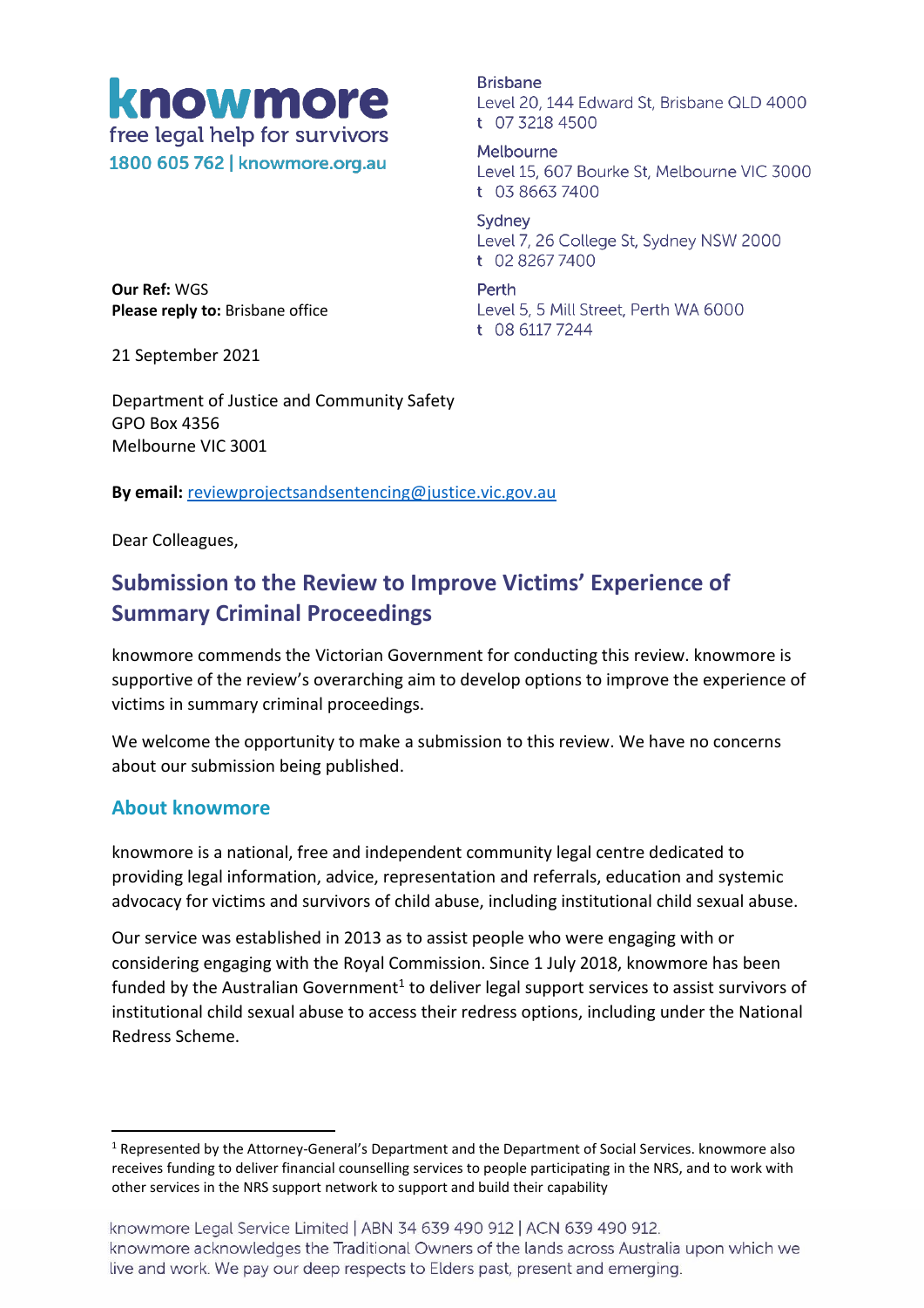**knowmore**
free legal help for survivors
1800 605 762 | knowmore.org.au

**Brisbane**
Level 20, 144 Edward St, Brisbane QLD 4000
t 07 3218 4500

**Melbourne**
Level 15, 607 Bourke St, Melbourne VIC 3000
t 03 8663 7400

**Sydney**
Level 7, 26 College St, Sydney NSW 2000
t 02 8267 7400

**Perth**
Level 5, 5 Mill Street, Perth WA 6000
t 08 6117 7244

**Our Ref:** WGS
**Please reply to:** Brisbane office

21 September 2021

Department of Justice and Community Safety
GPO Box 4356
Melbourne VIC 3001

**By email:** reviewprojectsandsentencing@justice.vic.gov.au

Dear Colleagues,

## Submission to the Review to Improve Victims' Experience of Summary Criminal Proceedings

knowmore commends the Victorian Government for conducting this review. knowmore is supportive of the review's overarching aim to develop options to improve the experience of victims in summary criminal proceedings.

We welcome the opportunity to make a submission to this review. We have no concerns about our submission being published.

### About knowmore

knowmore is a national, free and independent community legal centre dedicated to providing legal information, advice, representation and referrals, education and systemic advocacy for victims and survivors of child abuse, including institutional child sexual abuse.

Our service was established in 2013 as to assist people who were engaging with or considering engaging with the Royal Commission. Since 1 July 2018, knowmore has been funded by the Australian Government[1] to deliver legal support services to assist survivors of institutional child sexual abuse to access their redress options, including under the National Redress Scheme.

[1] Represented by the Attorney-General's Department and the Department of Social Services. knowmore also receives funding to deliver financial counselling services to people participating in the NRS, and to work with other services in the NRS support network to support and build their capability

knowmore Legal Service Limited | ABN 34 639 490 912 | ACN 639 490 912.
knowmore acknowledges the Traditional Owners of the lands across Australia upon which we live and work. We pay our deep respects to Elders past, present and emerging.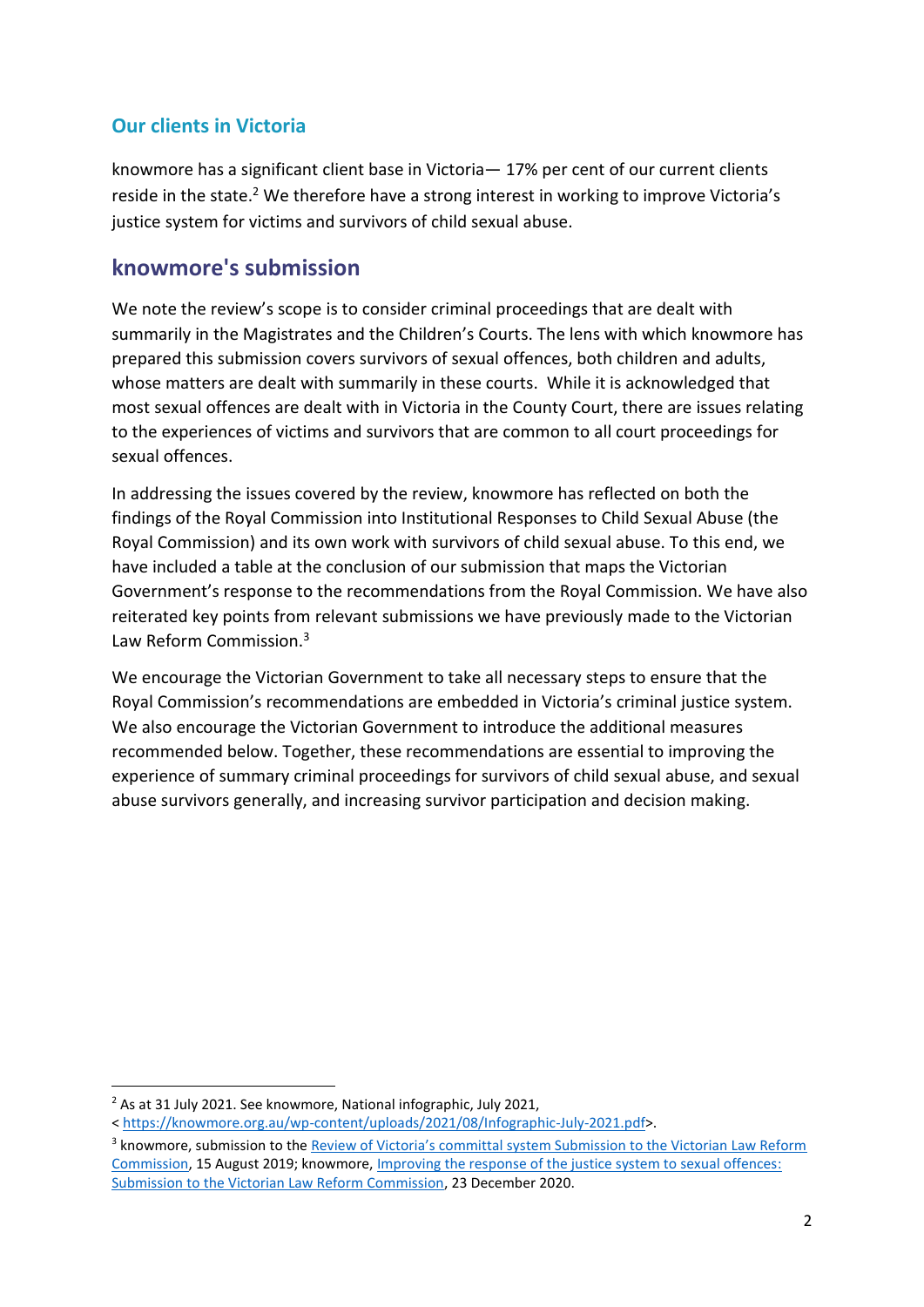### Our clients in Victoria

knowmore has a significant client base in Victoria— 17% per cent of our current clients reside in the state.[2] We therefore have a strong interest in working to improve Victoria's justice system for victims and survivors of child sexual abuse.

## knowmore's submission

We note the review's scope is to consider criminal proceedings that are dealt with summarily in the Magistrates and the Children's Courts. The lens with which knowmore has prepared this submission covers survivors of sexual offences, both children and adults, whose matters are dealt with summarily in these courts. While it is acknowledged that most sexual offences are dealt with in Victoria in the County Court, there are issues relating to the experiences of victims and survivors that are common to all court proceedings for sexual offences.

In addressing the issues covered by the review, knowmore has reflected on both the findings of the Royal Commission into Institutional Responses to Child Sexual Abuse (the Royal Commission) and its own work with survivors of child sexual abuse. To this end, we have included a table at the conclusion of our submission that maps the Victorian Government's response to the recommendations from the Royal Commission. We have also reiterated key points from relevant submissions we have previously made to the Victorian Law Reform Commission.[3]

We encourage the Victorian Government to take all necessary steps to ensure that the Royal Commission's recommendations are embedded in Victoria's criminal justice system. We also encourage the Victorian Government to introduce the additional measures recommended below. Together, these recommendations are essential to improving the experience of summary criminal proceedings for survivors of child sexual abuse, and sexual abuse survivors generally, and increasing survivor participation and decision making.

---

[2] As at 31 July 2021. See knowmore, National infographic, July 2021, < https://knowmore.org.au/wp-content/uploads/2021/08/Infographic-July-2021.pdf>.

[3] knowmore, submission to the Review of Victoria's committal system Submission to the Victorian Law Reform Commission, 15 August 2019; knowmore, Improving the response of the justice system to sexual offences: Submission to the Victorian Law Reform Commission, 23 December 2020.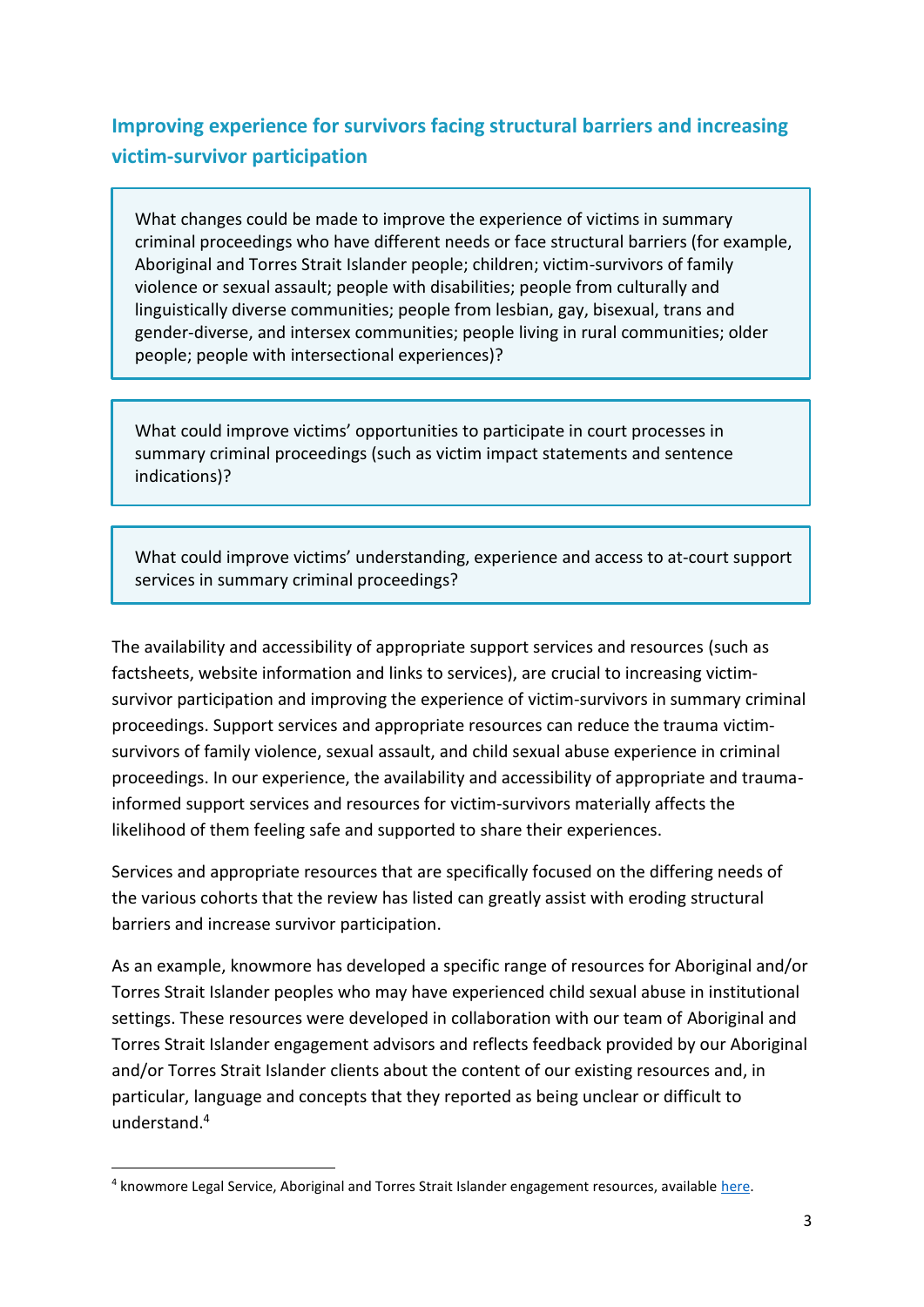## Improving experience for survivors facing structural barriers and increasing victim-survivor participation

> What changes could be made to improve the experience of victims in summary criminal proceedings who have different needs or face structural barriers (for example, Aboriginal and Torres Strait Islander people; children; victim-survivors of family violence or sexual assault; people with disabilities; people from culturally and linguistically diverse communities; people from lesbian, gay, bisexual, trans and gender-diverse, and intersex communities; people living in rural communities; older people; people with intersectional experiences)?

> What could improve victims' opportunities to participate in court processes in summary criminal proceedings (such as victim impact statements and sentence indications)?

> What could improve victims' understanding, experience and access to at-court support services in summary criminal proceedings?

The availability and accessibility of appropriate support services and resources (such as factsheets, website information and links to services), are crucial to increasing victim-survivor participation and improving the experience of victim-survivors in summary criminal proceedings. Support services and appropriate resources can reduce the trauma victim-survivors of family violence, sexual assault, and child sexual abuse experience in criminal proceedings. In our experience, the availability and accessibility of appropriate and trauma-informed support services and resources for victim-survivors materially affects the likelihood of them feeling safe and supported to share their experiences.

Services and appropriate resources that are specifically focused on the differing needs of the various cohorts that the review has listed can greatly assist with eroding structural barriers and increase survivor participation.

As an example, knowmore has developed a specific range of resources for Aboriginal and/or Torres Strait Islander peoples who may have experienced child sexual abuse in institutional settings. These resources were developed in collaboration with our team of Aboriginal and Torres Strait Islander engagement advisors and reflects feedback provided by our Aboriginal and/or Torres Strait Islander clients about the content of our existing resources and, in particular, language and concepts that they reported as being unclear or difficult to understand.[4]

---

[4] knowmore Legal Service, Aboriginal and Torres Strait Islander engagement resources, available here.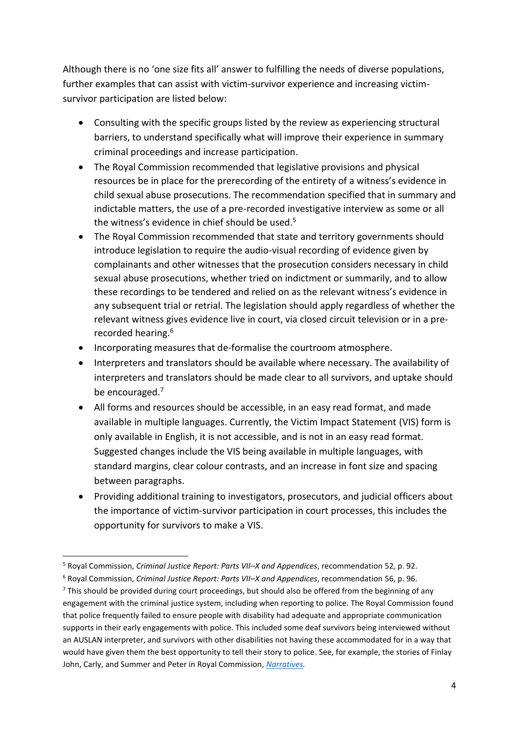Although there is no 'one size fits all' answer to fulfilling the needs of diverse populations, further examples that can assist with victim-survivor experience and increasing victim-survivor participation are listed below:

- Consulting with the specific groups listed by the review as experiencing structural barriers, to understand specifically what will improve their experience in summary criminal proceedings and increase participation.
- The Royal Commission recommended that legislative provisions and physical resources be in place for the prerecording of the entirety of a witness's evidence in child sexual abuse prosecutions. The recommendation specified that in summary and indictable matters, the use of a pre-recorded investigative interview as some or all the witness's evidence in chief should be used.[5]
- The Royal Commission recommended that state and territory governments should introduce legislation to require the audio-visual recording of evidence given by complainants and other witnesses that the prosecution considers necessary in child sexual abuse prosecutions, whether tried on indictment or summarily, and to allow these recordings to be tendered and relied on as the relevant witness's evidence in any subsequent trial or retrial. The legislation should apply regardless of whether the relevant witness gives evidence live in court, via closed circuit television or in a pre-recorded hearing.[6]
- Incorporating measures that de-formalise the courtroom atmosphere.
- Interpreters and translators should be available where necessary. The availability of interpreters and translators should be made clear to all survivors, and uptake should be encouraged.[7]
- All forms and resources should be accessible, in an easy read format, and made available in multiple languages. Currently, the Victim Impact Statement (VIS) form is only available in English, it is not accessible, and is not in an easy read format. Suggested changes include the VIS being available in multiple languages, with standard margins, clear colour contrasts, and an increase in font size and spacing between paragraphs.
- Providing additional training to investigators, prosecutors, and judicial officers about the importance of victim-survivor participation in court processes, this includes the opportunity for survivors to make a VIS.

---

[5] Royal Commission, *Criminal Justice Report: Parts VII–X and Appendices*, recommendation 52, p. 92.

[6] Royal Commission, *Criminal Justice Report: Parts VII–X and Appendices*, recommendation 56, p. 96.

[7] This should be provided during court proceedings, but should also be offered from the beginning of any engagement with the criminal justice system, including when reporting to police. The Royal Commission found that police frequently failed to ensure people with disability had adequate and appropriate communication supports in their early engagements with police. This included some deaf survivors being interviewed without an AUSLAN interpreter, and survivors with other disabilities not having these accommodated for in a way that would have given them the best opportunity to tell their story to police. See, for example, the stories of Finlay John, Carly, and Summer and Peter in Royal Commission, *Narratives.*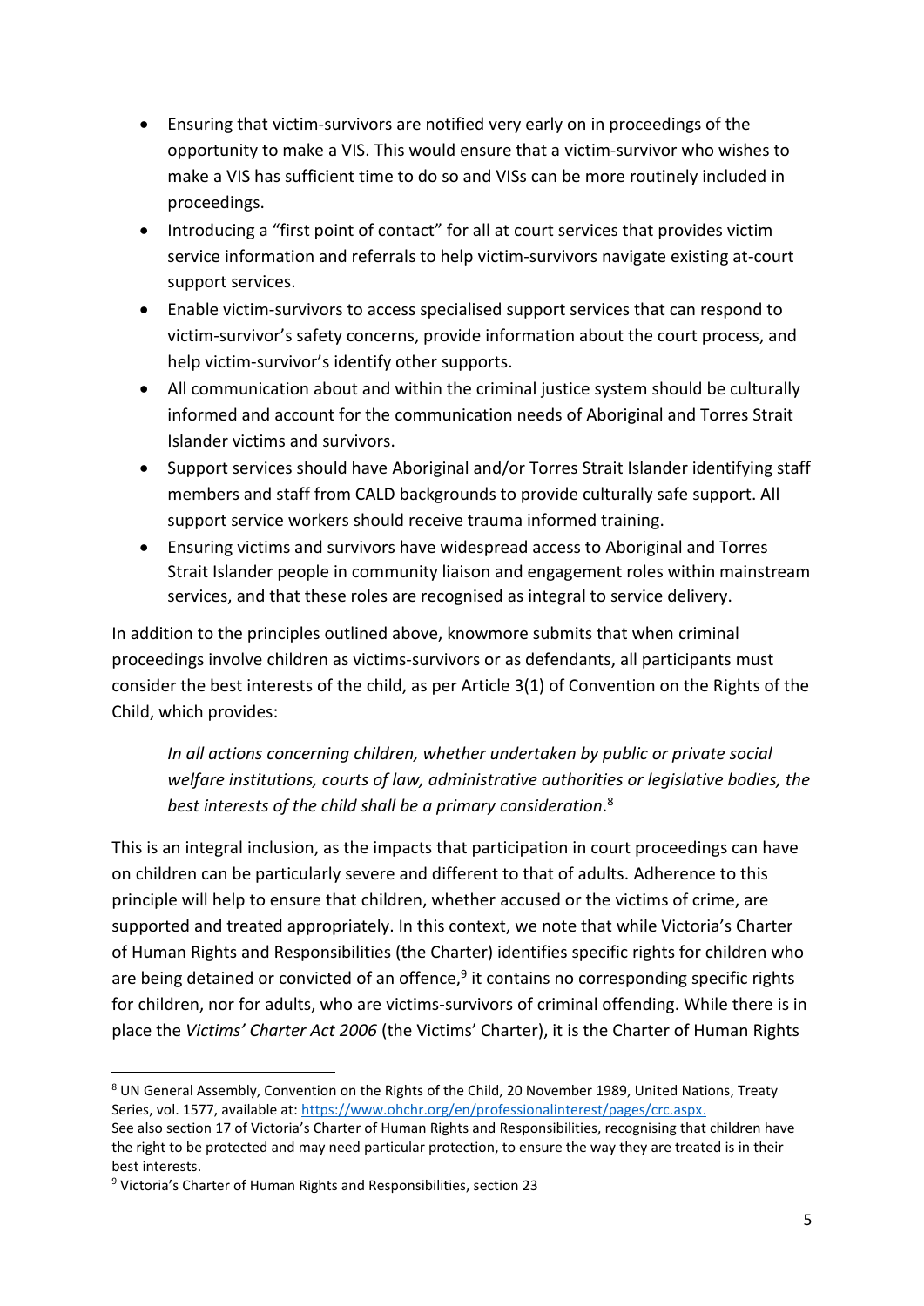- Ensuring that victim-survivors are notified very early on in proceedings of the opportunity to make a VIS. This would ensure that a victim-survivor who wishes to make a VIS has sufficient time to do so and VISs can be more routinely included in proceedings.
- Introducing a "first point of contact" for all at court services that provides victim service information and referrals to help victim-survivors navigate existing at-court support services.
- Enable victim-survivors to access specialised support services that can respond to victim-survivor's safety concerns, provide information about the court process, and help victim-survivor's identify other supports.
- All communication about and within the criminal justice system should be culturally informed and account for the communication needs of Aboriginal and Torres Strait Islander victims and survivors.
- Support services should have Aboriginal and/or Torres Strait Islander identifying staff members and staff from CALD backgrounds to provide culturally safe support. All support service workers should receive trauma informed training.
- Ensuring victims and survivors have widespread access to Aboriginal and Torres Strait Islander people in community liaison and engagement roles within mainstream services, and that these roles are recognised as integral to service delivery.

In addition to the principles outlined above, knowmore submits that when criminal proceedings involve children as victims-survivors or as defendants, all participants must consider the best interests of the child, as per Article 3(1) of Convention on the Rights of the Child, which provides:

> *In all actions concerning children, whether undertaken by public or private social welfare institutions, courts of law, administrative authorities or legislative bodies, the best interests of the child shall be a primary consideration*.[8]

This is an integral inclusion, as the impacts that participation in court proceedings can have on children can be particularly severe and different to that of adults. Adherence to this principle will help to ensure that children, whether accused or the victims of crime, are supported and treated appropriately. In this context, we note that while Victoria's Charter of Human Rights and Responsibilities (the Charter) identifies specific rights for children who are being detained or convicted of an offence,[9] it contains no corresponding specific rights for children, nor for adults, who are victims-survivors of criminal offending. While there is in place the *Victims' Charter Act 2006* (the Victims' Charter), it is the Charter of Human Rights

---

[8] UN General Assembly, Convention on the Rights of the Child, 20 November 1989, United Nations, Treaty Series, vol. 1577, available at: https://www.ohchr.org/en/professionalinterest/pages/crc.aspx.
See also section 17 of Victoria's Charter of Human Rights and Responsibilities, recognising that children have the right to be protected and may need particular protection, to ensure the way they are treated is in their best interests.

[9] Victoria's Charter of Human Rights and Responsibilities, section 23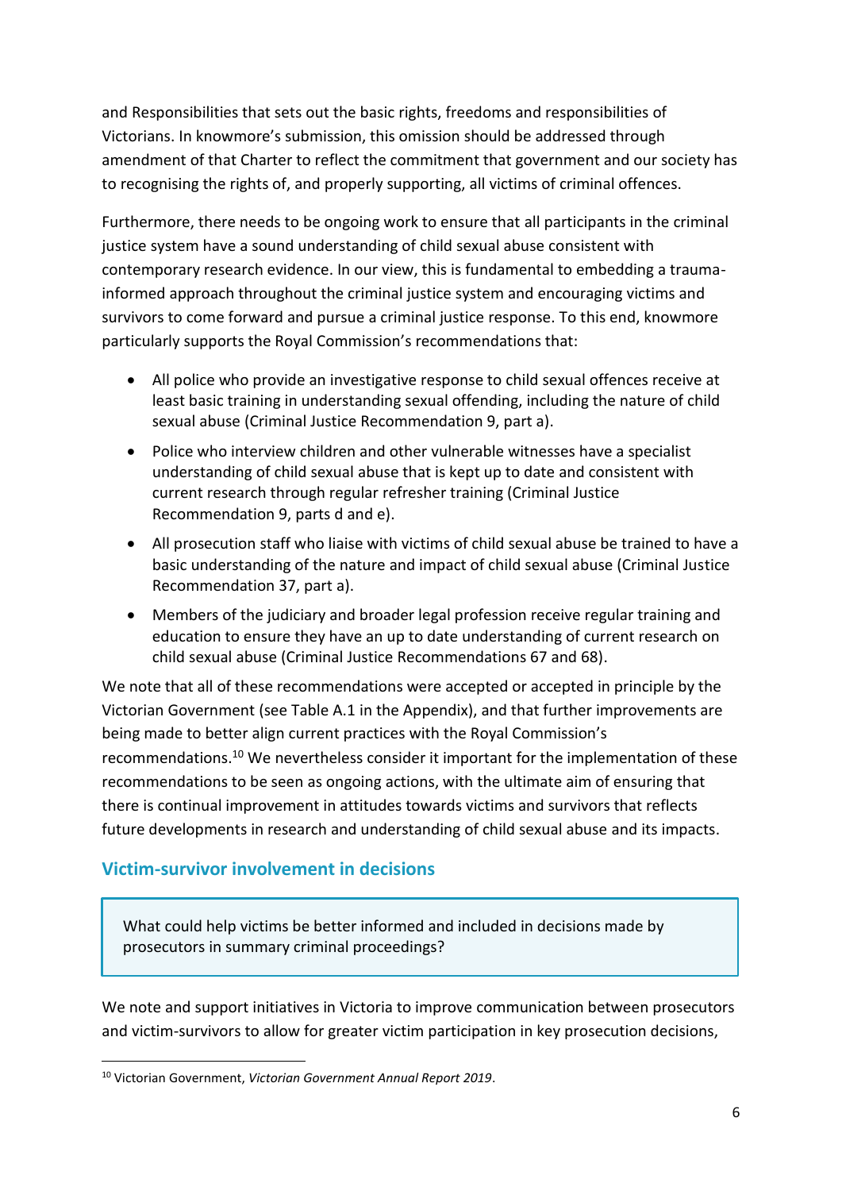and Responsibilities that sets out the basic rights, freedoms and responsibilities of Victorians. In knowmore's submission, this omission should be addressed through amendment of that Charter to reflect the commitment that government and our society has to recognising the rights of, and properly supporting, all victims of criminal offences.

Furthermore, there needs to be ongoing work to ensure that all participants in the criminal justice system have a sound understanding of child sexual abuse consistent with contemporary research evidence. In our view, this is fundamental to embedding a trauma-informed approach throughout the criminal justice system and encouraging victims and survivors to come forward and pursue a criminal justice response. To this end, knowmore particularly supports the Royal Commission's recommendations that:

- All police who provide an investigative response to child sexual offences receive at least basic training in understanding sexual offending, including the nature of child sexual abuse (Criminal Justice Recommendation 9, part a).
- Police who interview children and other vulnerable witnesses have a specialist understanding of child sexual abuse that is kept up to date and consistent with current research through regular refresher training (Criminal Justice Recommendation 9, parts d and e).
- All prosecution staff who liaise with victims of child sexual abuse be trained to have a basic understanding of the nature and impact of child sexual abuse (Criminal Justice Recommendation 37, part a).
- Members of the judiciary and broader legal profession receive regular training and education to ensure they have an up to date understanding of current research on child sexual abuse (Criminal Justice Recommendations 67 and 68).

We note that all of these recommendations were accepted or accepted in principle by the Victorian Government (see Table A.1 in the Appendix), and that further improvements are being made to better align current practices with the Royal Commission's recommendations.[10] We nevertheless consider it important for the implementation of these recommendations to be seen as ongoing actions, with the ultimate aim of ensuring that there is continual improvement in attitudes towards victims and survivors that reflects future developments in research and understanding of child sexual abuse and its impacts.

## Victim-survivor involvement in decisions

> What could help victims be better informed and included in decisions made by prosecutors in summary criminal proceedings?

We note and support initiatives in Victoria to improve communication between prosecutors and victim-survivors to allow for greater victim participation in key prosecution decisions,

---

[10] Victorian Government, *Victorian Government Annual Report 2019*.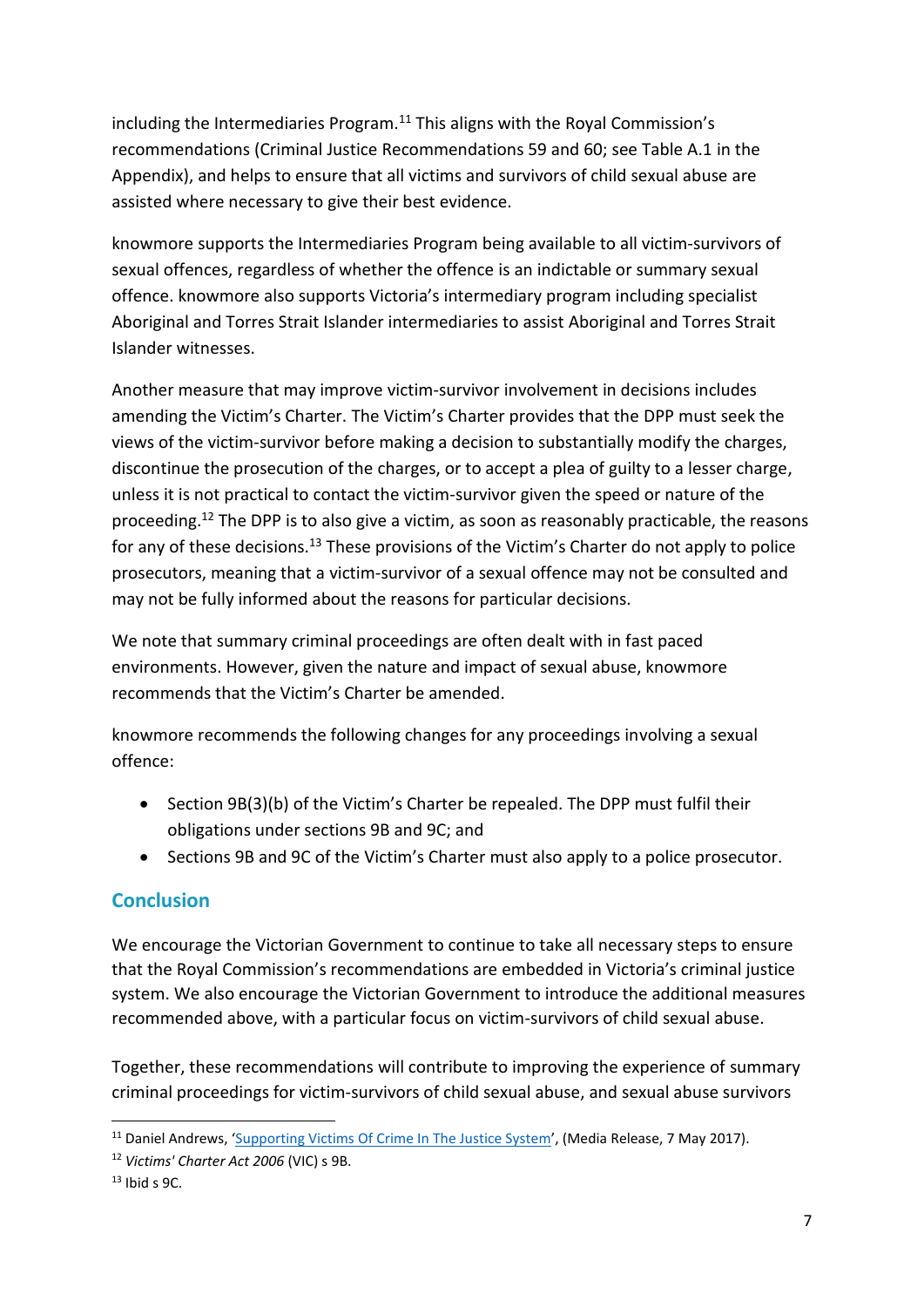including the Intermediaries Program.[11] This aligns with the Royal Commission's recommendations (Criminal Justice Recommendations 59 and 60; see Table A.1 in the Appendix), and helps to ensure that all victims and survivors of child sexual abuse are assisted where necessary to give their best evidence.

knowmore supports the Intermediaries Program being available to all victim-survivors of sexual offences, regardless of whether the offence is an indictable or summary sexual offence. knowmore also supports Victoria's intermediary program including specialist Aboriginal and Torres Strait Islander intermediaries to assist Aboriginal and Torres Strait Islander witnesses.

Another measure that may improve victim-survivor involvement in decisions includes amending the Victim's Charter. The Victim's Charter provides that the DPP must seek the views of the victim-survivor before making a decision to substantially modify the charges, discontinue the prosecution of the charges, or to accept a plea of guilty to a lesser charge, unless it is not practical to contact the victim-survivor given the speed or nature of the proceeding.[12] The DPP is to also give a victim, as soon as reasonably practicable, the reasons for any of these decisions.[13] These provisions of the Victim's Charter do not apply to police prosecutors, meaning that a victim-survivor of a sexual offence may not be consulted and may not be fully informed about the reasons for particular decisions.

We note that summary criminal proceedings are often dealt with in fast paced environments. However, given the nature and impact of sexual abuse, knowmore recommends that the Victim's Charter be amended.

knowmore recommends the following changes for any proceedings involving a sexual offence:

- Section 9B(3)(b) of the Victim's Charter be repealed. The DPP must fulfil their obligations under sections 9B and 9C; and
- Sections 9B and 9C of the Victim's Charter must also apply to a police prosecutor.

## Conclusion

We encourage the Victorian Government to continue to take all necessary steps to ensure that the Royal Commission's recommendations are embedded in Victoria's criminal justice system. We also encourage the Victorian Government to introduce the additional measures recommended above, with a particular focus on victim-survivors of child sexual abuse.

Together, these recommendations will contribute to improving the experience of summary criminal proceedings for victim-survivors of child sexual abuse, and sexual abuse survivors

---

[11] Daniel Andrews, 'Supporting Victims Of Crime In The Justice System', (Media Release, 7 May 2017).

[12] *Victims' Charter Act 2006* (VIC) s 9B.

[13] Ibid s 9C.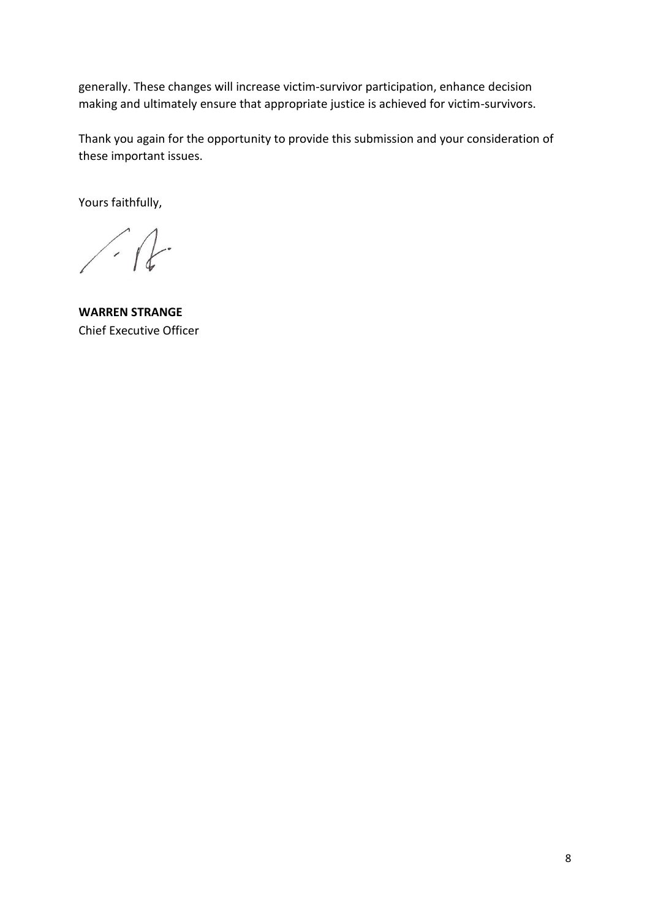generally. These changes will increase victim-survivor participation, enhance decision making and ultimately ensure that appropriate justice is achieved for victim-survivors.

Thank you again for the opportunity to provide this submission and your consideration of these important issues.

Yours faithfully,

**WARREN STRANGE**
Chief Executive Officer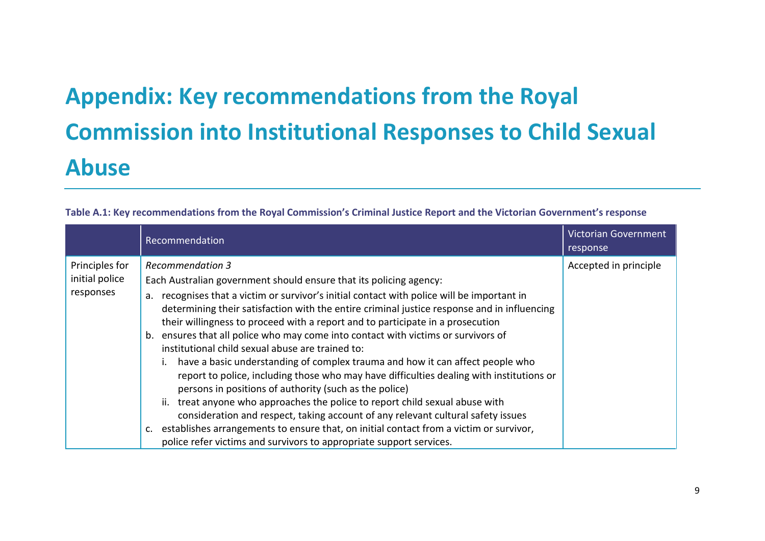# Appendix: Key recommendations from the Royal Commission into Institutional Responses to Child Sexual Abuse

**Table A.1: Key recommendations from the Royal Commission's Criminal Justice Report and the Victorian Government's response**

| | Recommendation | Victorian Government response |
|---|---|---|
| Principles for initial police responses | *Recommendation 3*<br>Each Australian government should ensure that its policing agency:<br>a. recognises that a victim or survivor's initial contact with police will be important in determining their satisfaction with the entire criminal justice response and in influencing their willingness to proceed with a report and to participate in a prosecution<br>b. ensures that all police who may come into contact with victims or survivors of institutional child sexual abuse are trained to:<br>i. have a basic understanding of complex trauma and how it can affect people who report to police, including those who may have difficulties dealing with institutions or persons in positions of authority (such as the police)<br>ii. treat anyone who approaches the police to report child sexual abuse with consideration and respect, taking account of any relevant cultural safety issues<br>c. establishes arrangements to ensure that, on initial contact from a victim or survivor, police refer victims and survivors to appropriate support services. | Accepted in principle |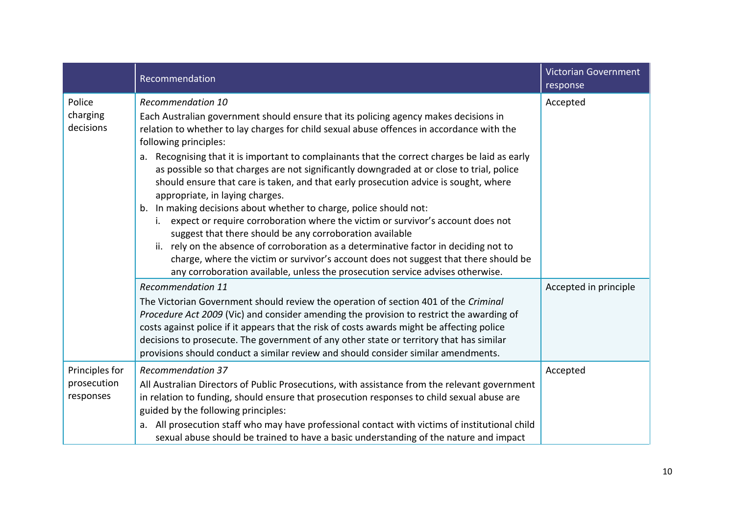| | Recommendation | Victorian Government response |
|---|---|---|
| Police charging decisions | *Recommendation 10*<br>Each Australian government should ensure that its policing agency makes decisions in relation to whether to lay charges for child sexual abuse offences in accordance with the following principles:<br>a. Recognising that it is important to complainants that the correct charges be laid as early as possible so that charges are not significantly downgraded at or close to trial, police should ensure that care is taken, and that early prosecution advice is sought, where appropriate, in laying charges.<br>b. In making decisions about whether to charge, police should not:<br>i. expect or require corroboration where the victim or survivor's account does not suggest that there should be any corroboration available<br>ii. rely on the absence of corroboration as a determinative factor in deciding not to charge, where the victim or survivor's account does not suggest that there should be any corroboration available, unless the prosecution service advises otherwise. | Accepted |
| | *Recommendation 11*<br>The Victorian Government should review the operation of section 401 of the *Criminal Procedure Act 2009* (Vic) and consider amending the provision to restrict the awarding of costs against police if it appears that the risk of costs awards might be affecting police decisions to prosecute. The government of any other state or territory that has similar provisions should conduct a similar review and should consider similar amendments. | Accepted in principle |
| Principles for prosecution responses | *Recommendation 37*<br>All Australian Directors of Public Prosecutions, with assistance from the relevant government in relation to funding, should ensure that prosecution responses to child sexual abuse are guided by the following principles:<br>a. All prosecution staff who may have professional contact with victims of institutional child sexual abuse should be trained to have a basic understanding of the nature and impact | Accepted |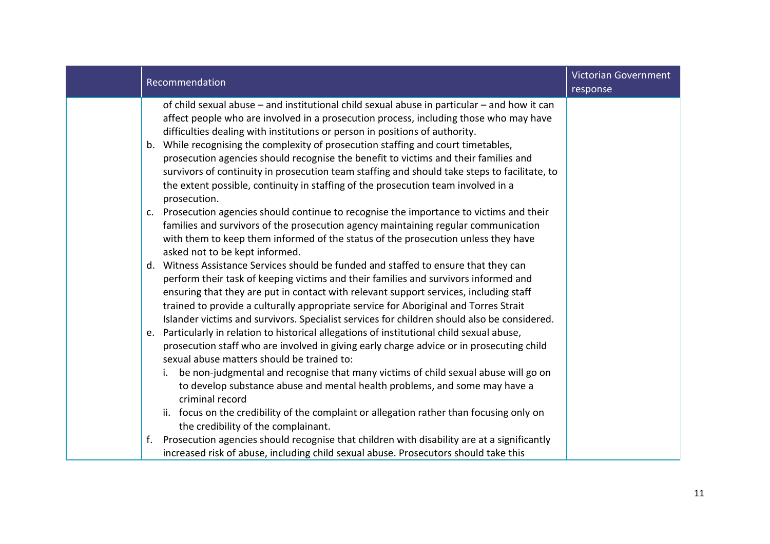| | Recommendation | Victorian Government response |
|---|---|---|
| | of child sexual abuse – and institutional child sexual abuse in particular – and how it can affect people who are involved in a prosecution process, including those who may have difficulties dealing with institutions or person in positions of authority.<br>b. While recognising the complexity of prosecution staffing and court timetables, prosecution agencies should recognise the benefit to victims and their families and survivors of continuity in prosecution team staffing and should take steps to facilitate, to the extent possible, continuity in staffing of the prosecution team involved in a prosecution.<br>c. Prosecution agencies should continue to recognise the importance to victims and their families and survivors of the prosecution agency maintaining regular communication with them to keep them informed of the status of the prosecution unless they have asked not to be kept informed.<br>d. Witness Assistance Services should be funded and staffed to ensure that they can perform their task of keeping victims and their families and survivors informed and ensuring that they are put in contact with relevant support services, including staff trained to provide a culturally appropriate service for Aboriginal and Torres Strait Islander victims and survivors. Specialist services for children should also be considered.<br>e. Particularly in relation to historical allegations of institutional child sexual abuse, prosecution staff who are involved in giving early charge advice or in prosecuting child sexual abuse matters should be trained to:<br>i. be non-judgmental and recognise that many victims of child sexual abuse will go on to develop substance abuse and mental health problems, and some may have a criminal record<br>ii. focus on the credibility of the complaint or allegation rather than focusing only on the credibility of the complainant.<br>f. Prosecution agencies should recognise that children with disability are at a significantly increased risk of abuse, including child sexual abuse. Prosecutors should take this | |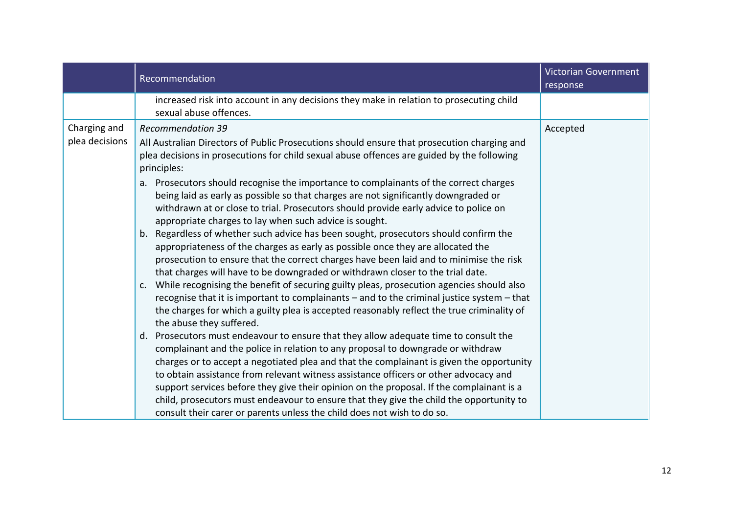| | Recommendation | Victorian Government response |
|---|---|---|
| | increased risk into account in any decisions they make in relation to prosecuting child sexual abuse offences. | |
| Charging and plea decisions | *Recommendation 39*<br>All Australian Directors of Public Prosecutions should ensure that prosecution charging and plea decisions in prosecutions for child sexual abuse offences are guided by the following principles:<br>a. Prosecutors should recognise the importance to complainants of the correct charges being laid as early as possible so that charges are not significantly downgraded or withdrawn at or close to trial. Prosecutors should provide early advice to police on appropriate charges to lay when such advice is sought.<br>b. Regardless of whether such advice has been sought, prosecutors should confirm the appropriateness of the charges as early as possible once they are allocated the prosecution to ensure that the correct charges have been laid and to minimise the risk that charges will have to be downgraded or withdrawn closer to the trial date.<br>c. While recognising the benefit of securing guilty pleas, prosecution agencies should also recognise that it is important to complainants – and to the criminal justice system – that the charges for which a guilty plea is accepted reasonably reflect the true criminality of the abuse they suffered.<br>d. Prosecutors must endeavour to ensure that they allow adequate time to consult the complainant and the police in relation to any proposal to downgrade or withdraw charges or to accept a negotiated plea and that the complainant is given the opportunity to obtain assistance from relevant witness assistance officers or other advocacy and support services before they give their opinion on the proposal. If the complainant is a child, prosecutors must endeavour to ensure that they give the child the opportunity to consult their carer or parents unless the child does not wish to do so. | Accepted |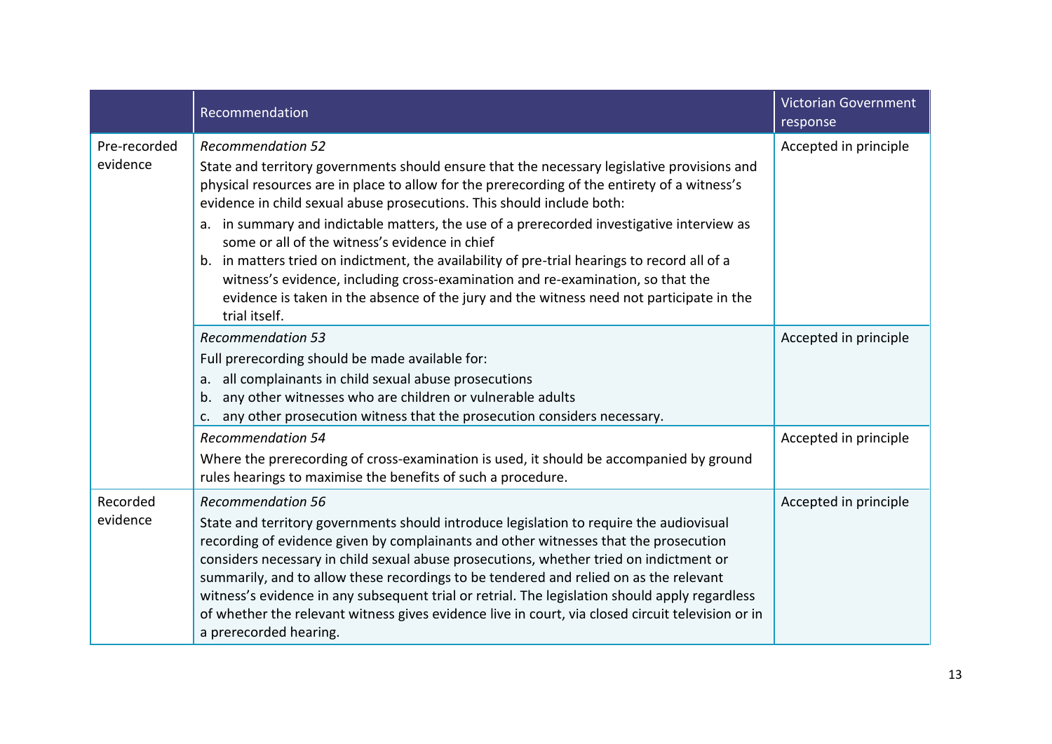| | Recommendation | Victorian Government response |
|---|---|---|
| Pre-recorded evidence | *Recommendation 52*<br>State and territory governments should ensure that the necessary legislative provisions and physical resources are in place to allow for the prerecording of the entirety of a witness's evidence in child sexual abuse prosecutions. This should include both:<br>a. in summary and indictable matters, the use of a prerecorded investigative interview as some or all of the witness's evidence in chief<br>b. in matters tried on indictment, the availability of pre-trial hearings to record all of a witness's evidence, including cross-examination and re-examination, so that the evidence is taken in the absence of the jury and the witness need not participate in the trial itself. | Accepted in principle |
| | *Recommendation 53*<br>Full prerecording should be made available for:<br>a. all complainants in child sexual abuse prosecutions<br>b. any other witnesses who are children or vulnerable adults<br>c. any other prosecution witness that the prosecution considers necessary. | Accepted in principle |
| | *Recommendation 54*<br>Where the prerecording of cross-examination is used, it should be accompanied by ground rules hearings to maximise the benefits of such a procedure. | Accepted in principle |
| Recorded evidence | *Recommendation 56*<br>State and territory governments should introduce legislation to require the audiovisual recording of evidence given by complainants and other witnesses that the prosecution considers necessary in child sexual abuse prosecutions, whether tried on indictment or summarily, and to allow these recordings to be tendered and relied on as the relevant witness's evidence in any subsequent trial or retrial. The legislation should apply regardless of whether the relevant witness gives evidence live in court, via closed circuit television or in a prerecorded hearing. | Accepted in principle |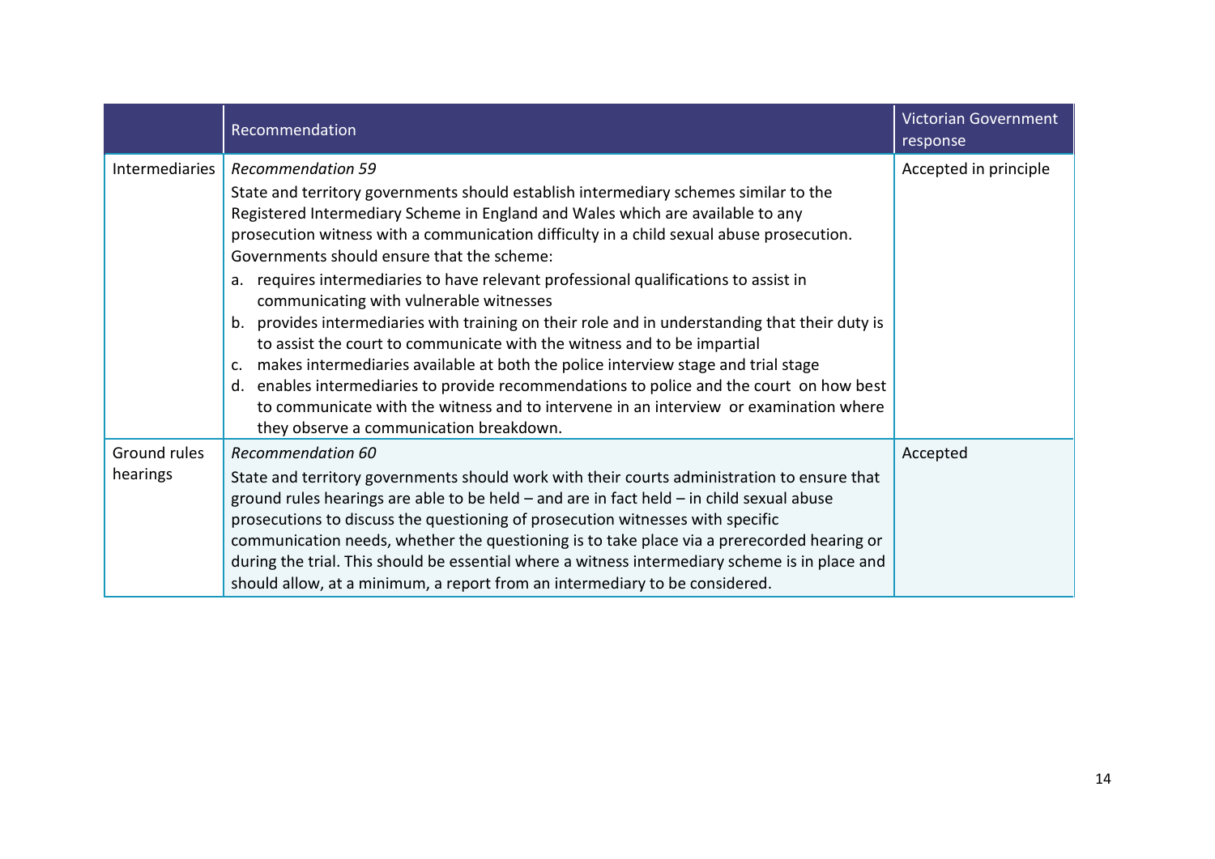| | Recommendation | Victorian Government response |
|---|---|---|
| Intermediaries | *Recommendation 59*<br>State and territory governments should establish intermediary schemes similar to the Registered Intermediary Scheme in England and Wales which are available to any prosecution witness with a communication difficulty in a child sexual abuse prosecution. Governments should ensure that the scheme:<br>a. requires intermediaries to have relevant professional qualifications to assist in communicating with vulnerable witnesses<br>b. provides intermediaries with training on their role and in understanding that their duty is to assist the court to communicate with the witness and to be impartial<br>c. makes intermediaries available at both the police interview stage and trial stage<br>d. enables intermediaries to provide recommendations to police and the court on how best to communicate with the witness and to intervene in an interview or examination where they observe a communication breakdown. | Accepted in principle |
| Ground rules hearings | *Recommendation 60*<br>State and territory governments should work with their courts administration to ensure that ground rules hearings are able to be held – and are in fact held – in child sexual abuse prosecutions to discuss the questioning of prosecution witnesses with specific communication needs, whether the questioning is to take place via a prerecorded hearing or during the trial. This should be essential where a witness intermediary scheme is in place and should allow, at a minimum, a report from an intermediary to be considered. | Accepted |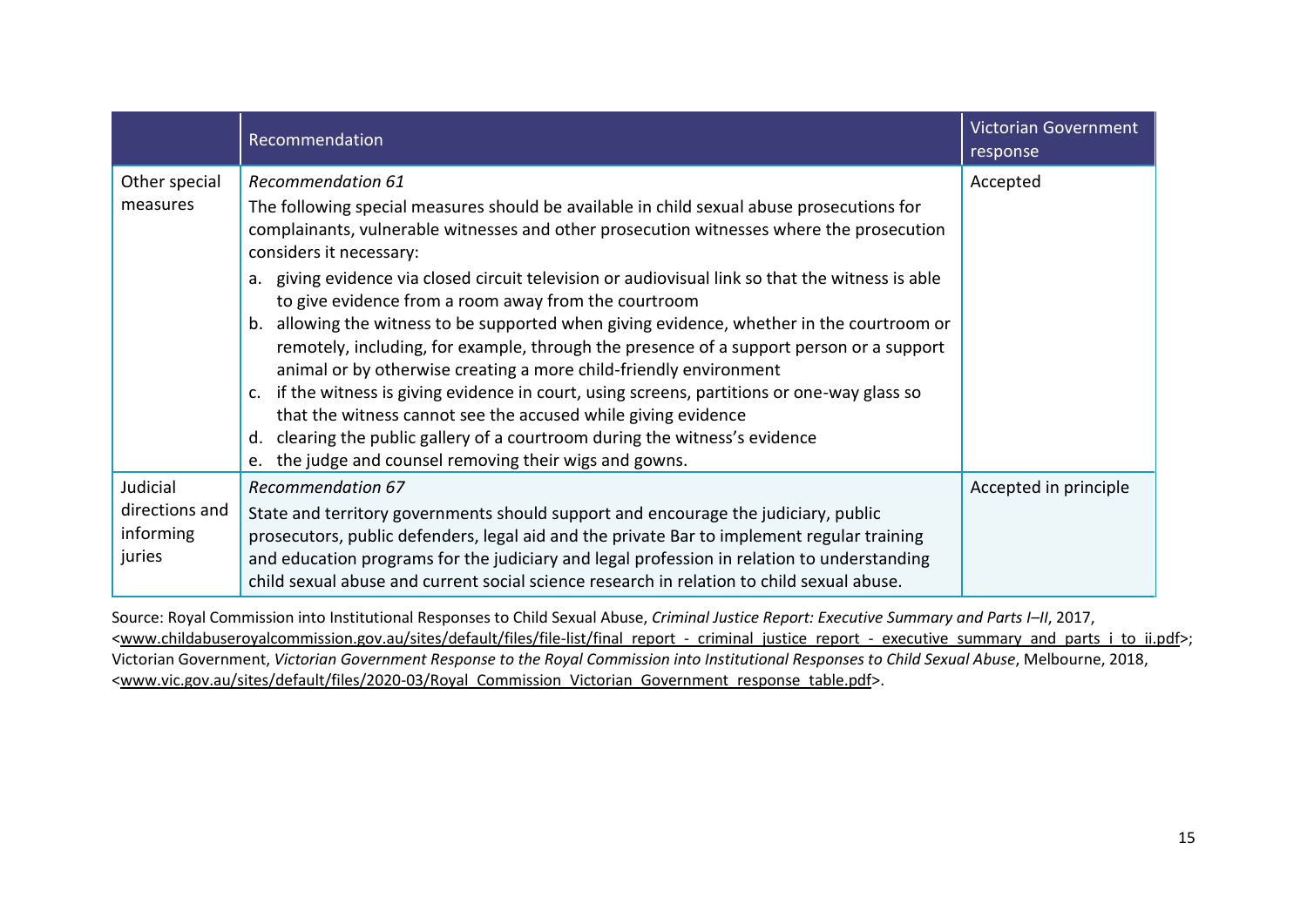| | Recommendation | Victorian Government response |
|---|---|---|
| Other special measures | *Recommendation 61*<br>The following special measures should be available in child sexual abuse prosecutions for complainants, vulnerable witnesses and other prosecution witnesses where the prosecution considers it necessary:<br>a. giving evidence via closed circuit television or audiovisual link so that the witness is able to give evidence from a room away from the courtroom<br>b. allowing the witness to be supported when giving evidence, whether in the courtroom or remotely, including, for example, through the presence of a support person or a support animal or by otherwise creating a more child-friendly environment<br>c. if the witness is giving evidence in court, using screens, partitions or one-way glass so that the witness cannot see the accused while giving evidence<br>d. clearing the public gallery of a courtroom during the witness's evidence<br>e. the judge and counsel removing their wigs and gowns. | Accepted |
| Judicial directions and informing juries | *Recommendation 67*<br>State and territory governments should support and encourage the judiciary, public prosecutors, public defenders, legal aid and the private Bar to implement regular training and education programs for the judiciary and legal profession in relation to understanding child sexual abuse and current social science research in relation to child sexual abuse. | Accepted in principle |

Source: Royal Commission into Institutional Responses to Child Sexual Abuse, *Criminal Justice Report: Executive Summary and Parts I–II*, 2017, <www.childabuseroyalcommission.gov.au/sites/default/files/file-list/final_report_-_criminal_justice_report_-_executive_summary_and_parts_i_to_ii.pdf>; Victorian Government, *Victorian Government Response to the Royal Commission into Institutional Responses to Child Sexual Abuse*, Melbourne, 2018, <www.vic.gov.au/sites/default/files/2020-03/Royal_Commission_Victorian_Government_response_table.pdf>.